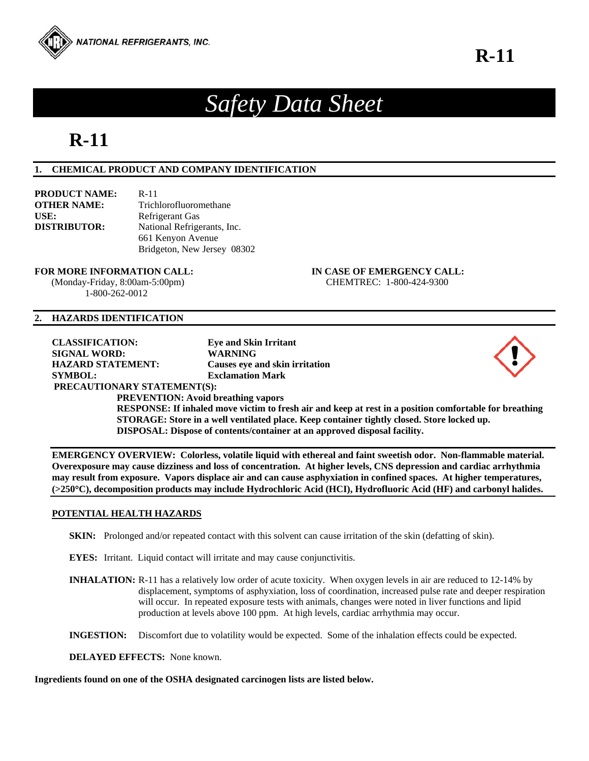NATIONAL REFRIGERANTS, INC.

# R-11

## Safety Data Sheet

# R-11

## 1. CHEMICAL PRODUCT AND COMPANY IDENTIFICATION

**PRODUCT NAME:** R-11
**OTHER NAME:** Trichlorofluoromethane
**USE:** Refrigerant Gas
**DISTRIBUTOR:** National Refrigerants, Inc.
661 Kenyon Avenue
Bridgeton, New Jersey 08302

**FOR MORE INFORMATION CALL:**
(Monday-Friday, 8:00am-5:00pm)
1-800-262-0012

**IN CASE OF EMERGENCY CALL:**
CHEMTREC: 1-800-424-9300

## 2. HAZARDS IDENTIFICATION

**CLASSIFICATION:** **Eye and Skin Irritant**
**SIGNAL WORD:** **WARNING**
**HAZARD STATEMENT:** **Causes eye and skin irritation**
**SYMBOL:** **Exclamation Mark**

**PRECAUTIONARY STATEMENT(S):**

**PREVENTION: Avoid breathing vapors**
**RESPONSE: If inhaled move victim to fresh air and keep at rest in a position comfortable for breathing**
**STORAGE: Store in a well ventilated place. Keep container tightly closed. Store locked up.**
**DISPOSAL: Dispose of contents/container at an approved disposal facility.**

**EMERGENCY OVERVIEW: Colorless, volatile liquid with ethereal and faint sweetish odor. Non-flammable material. Overexposure may cause dizziness and loss of concentration. At higher levels, CNS depression and cardiac arrhythmia may result from exposure. Vapors displace air and can cause asphyxiation in confined spaces. At higher temperatures, (>250°C), decomposition products may include Hydrochloric Acid (HCI), Hydrofluoric Acid (HF) and carbonyl halides.**

**POTENTIAL HEALTH HAZARDS**

**SKIN:** Prolonged and/or repeated contact with this solvent can cause irritation of the skin (defatting of skin).

**EYES:** Irritant. Liquid contact will irritate and may cause conjunctivitis.

**INHALATION:** R-11 has a relatively low order of acute toxicity. When oxygen levels in air are reduced to 12-14% by displacement, symptoms of asphyxiation, loss of coordination, increased pulse rate and deeper respiration will occur. In repeated exposure tests with animals, changes were noted in liver functions and lipid production at levels above 100 ppm. At high levels, cardiac arrhythmia may occur.

**INGESTION:** Discomfort due to volatility would be expected. Some of the inhalation effects could be expected.

**DELAYED EFFECTS:** None known.

**Ingredients found on one of the OSHA designated carcinogen lists are listed below.**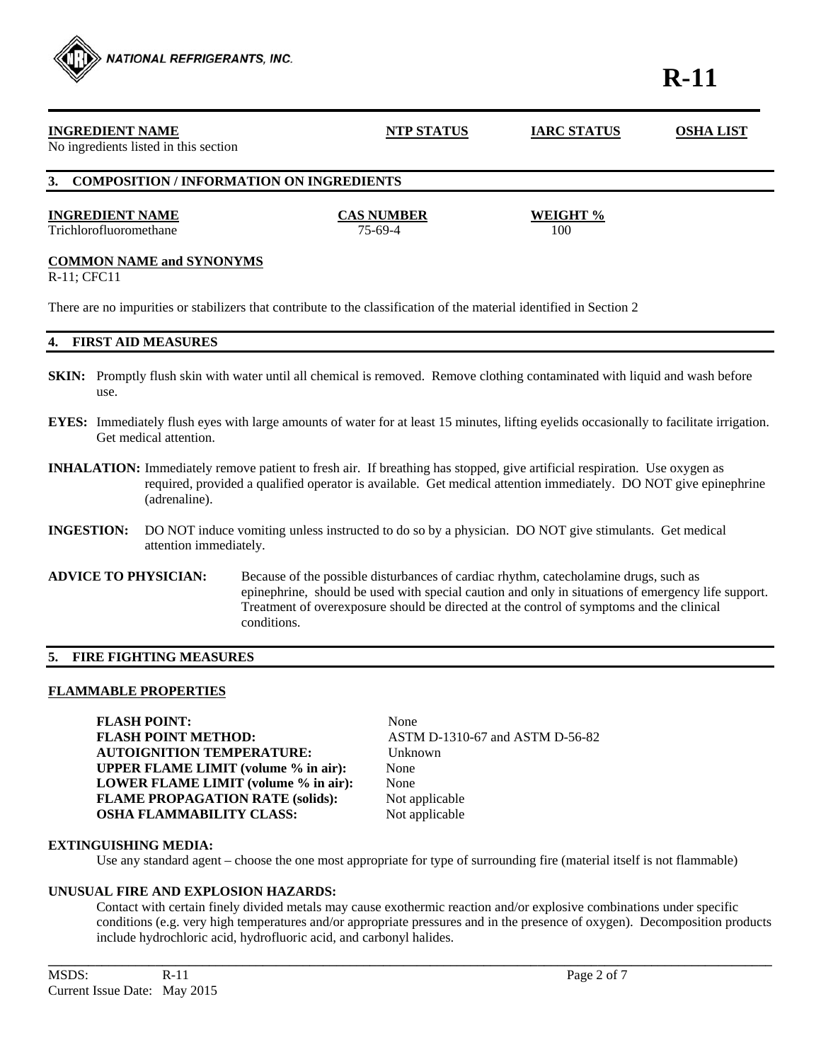| INGREDIENT NAME | NTP STATUS | IARC STATUS | OSHA LIST |
|---|---|---|---|
| No ingredients listed in this section | | | |

## 3. COMPOSITION / INFORMATION ON INGREDIENTS

| INGREDIENT NAME | CAS NUMBER | WEIGHT % |
|---|---|---|
| Trichlorofluoromethane | 75-69-4 | 100 |

**COMMON NAME and SYNONYMS**

R-11; CFC11

There are no impurities or stabilizers that contribute to the classification of the material identified in Section 2

## 4. FIRST AID MEASURES

**SKIN:** Promptly flush skin with water until all chemical is removed. Remove clothing contaminated with liquid and wash before use.

**EYES:** Immediately flush eyes with large amounts of water for at least 15 minutes, lifting eyelids occasionally to facilitate irrigation. Get medical attention.

**INHALATION:** Immediately remove patient to fresh air. If breathing has stopped, give artificial respiration. Use oxygen as required, provided a qualified operator is available. Get medical attention immediately. DO NOT give epinephrine (adrenaline).

**INGESTION:** DO NOT induce vomiting unless instructed to do so by a physician. DO NOT give stimulants. Get medical attention immediately.

**ADVICE TO PHYSICIAN:** Because of the possible disturbances of cardiac rhythm, catecholamine drugs, such as epinephrine, should be used with special caution and only in situations of emergency life support. Treatment of overexposure should be directed at the control of symptoms and the clinical conditions.

## 5. FIRE FIGHTING MEASURES

**FLAMMABLE PROPERTIES**

| | |
|---|---|
| **FLASH POINT:** | None |
| **FLASH POINT METHOD:** | ASTM D-1310-67 and ASTM D-56-82 |
| **AUTOIGNITION TEMPERATURE:** | Unknown |
| **UPPER FLAME LIMIT (volume % in air):** | None |
| **LOWER FLAME LIMIT (volume % in air):** | None |
| **FLAME PROPAGATION RATE (solids):** | Not applicable |
| **OSHA FLAMMABILITY CLASS:** | Not applicable |

**EXTINGUISHING MEDIA:**

Use any standard agent – choose the one most appropriate for type of surrounding fire (material itself is not flammable)

**UNUSUAL FIRE AND EXPLOSION HAZARDS:**

Contact with certain finely divided metals may cause exothermic reaction and/or explosive combinations under specific conditions (e.g. very high temperatures and/or appropriate pressures and in the presence of oxygen). Decomposition products include hydrochloric acid, hydrofluoric acid, and carbonyl halides.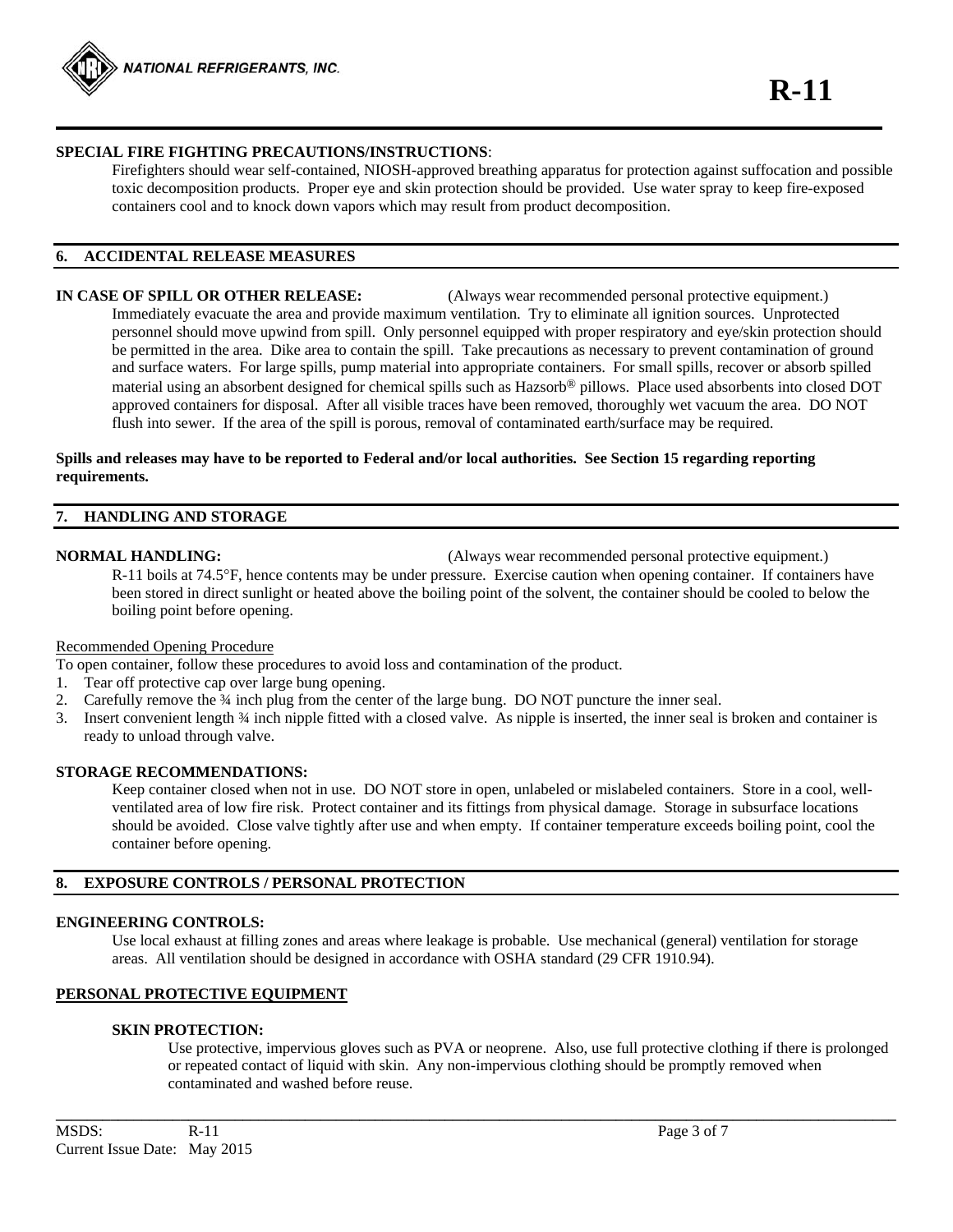**SPECIAL FIRE FIGHTING PRECAUTIONS/INSTRUCTIONS**:

Firefighters should wear self-contained, NIOSH-approved breathing apparatus for protection against suffocation and possible toxic decomposition products. Proper eye and skin protection should be provided. Use water spray to keep fire-exposed containers cool and to knock down vapors which may result from product decomposition.

## 6. ACCIDENTAL RELEASE MEASURES

**IN CASE OF SPILL OR OTHER RELEASE:** (Always wear recommended personal protective equipment.)

Immediately evacuate the area and provide maximum ventilation. Try to eliminate all ignition sources. Unprotected personnel should move upwind from spill. Only personnel equipped with proper respiratory and eye/skin protection should be permitted in the area. Dike area to contain the spill. Take precautions as necessary to prevent contamination of ground and surface waters. For large spills, pump material into appropriate containers. For small spills, recover or absorb spilled material using an absorbent designed for chemical spills such as Hazsorb® pillows. Place used absorbents into closed DOT approved containers for disposal. After all visible traces have been removed, thoroughly wet vacuum the area. DO NOT flush into sewer. If the area of the spill is porous, removal of contaminated earth/surface may be required.

**Spills and releases may have to be reported to Federal and/or local authorities. See Section 15 regarding reporting requirements.**

## 7. HANDLING AND STORAGE

**NORMAL HANDLING:** (Always wear recommended personal protective equipment.)

R-11 boils at 74.5°F, hence contents may be under pressure. Exercise caution when opening container. If containers have been stored in direct sunlight or heated above the boiling point of the solvent, the container should be cooled to below the boiling point before opening.

Recommended Opening Procedure

To open container, follow these procedures to avoid loss and contamination of the product.

1. Tear off protective cap over large bung opening.
2. Carefully remove the ¾ inch plug from the center of the large bung. DO NOT puncture the inner seal.
3. Insert convenient length ¾ inch nipple fitted with a closed valve. As nipple is inserted, the inner seal is broken and container is ready to unload through valve.

**STORAGE RECOMMENDATIONS:**

Keep container closed when not in use. DO NOT store in open, unlabeled or mislabeled containers. Store in a cool, well-ventilated area of low fire risk. Protect container and its fittings from physical damage. Storage in subsurface locations should be avoided. Close valve tightly after use and when empty. If container temperature exceeds boiling point, cool the container before opening.

## 8. EXPOSURE CONTROLS / PERSONAL PROTECTION

**ENGINEERING CONTROLS:**

Use local exhaust at filling zones and areas where leakage is probable. Use mechanical (general) ventilation for storage areas. All ventilation should be designed in accordance with OSHA standard (29 CFR 1910.94).

**PERSONAL PROTECTIVE EQUIPMENT**

**SKIN PROTECTION:**

Use protective, impervious gloves such as PVA or neoprene. Also, use full protective clothing if there is prolonged or repeated contact of liquid with skin. Any non-impervious clothing should be promptly removed when contaminated and washed before reuse.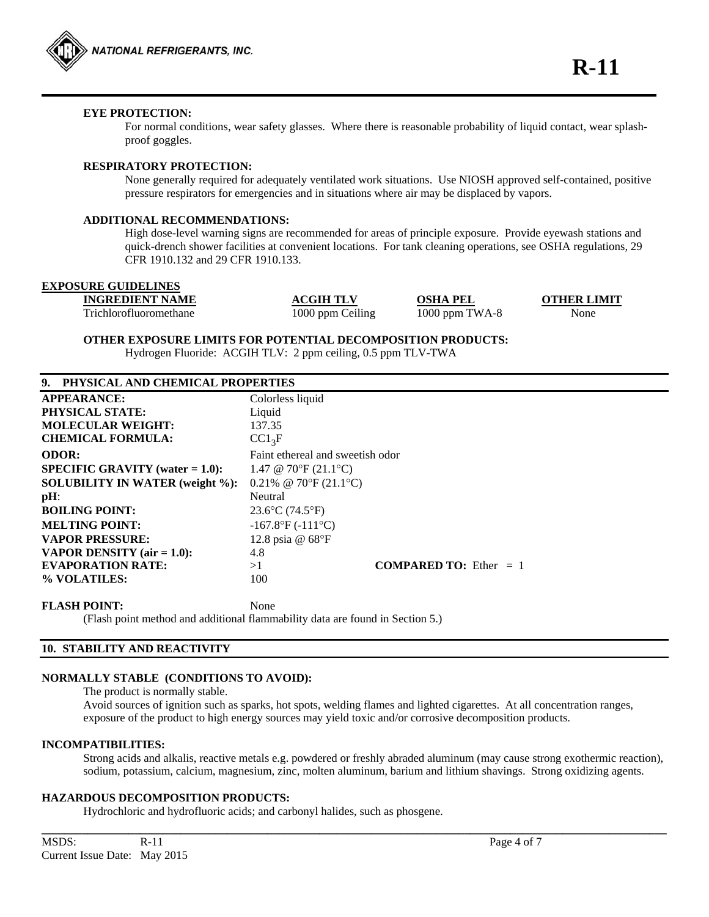**EYE PROTECTION:**

For normal conditions, wear safety glasses. Where there is reasonable probability of liquid contact, wear splash-proof goggles.

**RESPIRATORY PROTECTION:**

None generally required for adequately ventilated work situations. Use NIOSH approved self-contained, positive pressure respirators for emergencies and in situations where air may be displaced by vapors.

**ADDITIONAL RECOMMENDATIONS:**

High dose-level warning signs are recommended for areas of principle exposure. Provide eyewash stations and quick-drench shower facilities at convenient locations. For tank cleaning operations, see OSHA regulations, 29 CFR 1910.132 and 29 CFR 1910.133.

**EXPOSURE GUIDELINES**

| INGREDIENT NAME | ACGIH TLV | OSHA PEL | OTHER LIMIT |
|---|---|---|---|
| Trichlorofluoromethane | 1000 ppm Ceiling | 1000 ppm TWA-8 | None |

**OTHER EXPOSURE LIMITS FOR POTENTIAL DECOMPOSITION PRODUCTS:**

Hydrogen Fluoride: ACGIH TLV: 2 ppm ceiling, 0.5 ppm TLV-TWA

## 9. PHYSICAL AND CHEMICAL PROPERTIES

| | | |
|---|---|---|
| **APPEARANCE:** | Colorless liquid | |
| **PHYSICAL STATE:** | Liquid | |
| **MOLECULAR WEIGHT:** | 137.35 | |
| **CHEMICAL FORMULA:** | $CCl_3F$ | |
| **ODOR:** | Faint ethereal and sweetish odor | |
| **SPECIFIC GRAVITY (water = 1.0):** | 1.47 @ 70°F (21.1°C) | |
| **SOLUBILITY IN WATER (weight %):** | 0.21% @ 70°F (21.1°C) | |
| **pH**: | Neutral | |
| **BOILING POINT:** | 23.6°C (74.5°F) | |
| **MELTING POINT:** | -167.8°F (-111°C) | |
| **VAPOR PRESSURE:** | 12.8 psia @ 68°F | |
| **VAPOR DENSITY (air = 1.0):** | 4.8 | |
| **EVAPORATION RATE:** | >1 | **COMPARED TO:** Ether = 1 |
| **% VOLATILES:** | 100 | |

**FLASH POINT:** None

(Flash point method and additional flammability data are found in Section 5.)

## 10. STABILITY AND REACTIVITY

**NORMALLY STABLE (CONDITIONS TO AVOID):**

The product is normally stable.

Avoid sources of ignition such as sparks, hot spots, welding flames and lighted cigarettes. At all concentration ranges, exposure of the product to high energy sources may yield toxic and/or corrosive decomposition products.

**INCOMPATIBILITIES:**

Strong acids and alkalis, reactive metals e.g. powdered or freshly abraded aluminum (may cause strong exothermic reaction), sodium, potassium, calcium, magnesium, zinc, molten aluminum, barium and lithium shavings. Strong oxidizing agents.

**HAZARDOUS DECOMPOSITION PRODUCTS:**

Hydrochloric and hydrofluoric acids; and carbonyl halides, such as phosgene.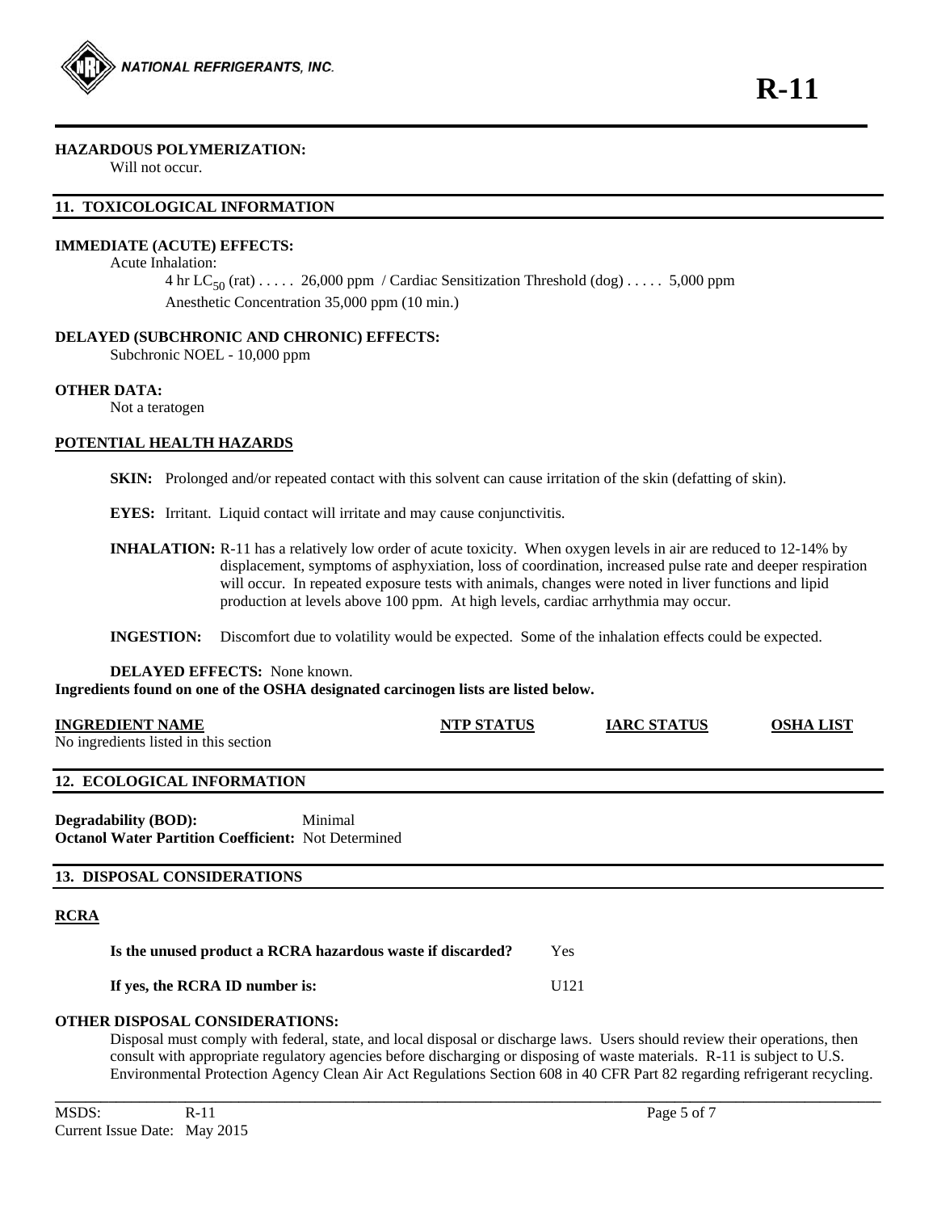**HAZARDOUS POLYMERIZATION:**
Will not occur.

## 11. TOXICOLOGICAL INFORMATION

**IMMEDIATE (ACUTE) EFFECTS:**

Acute Inhalation:

4 hr $LC_{50}$ (rat) . . . . . 26,000 ppm / Cardiac Sensitization Threshold (dog) . . . . . 5,000 ppm

Anesthetic Concentration 35,000 ppm (10 min.)

**DELAYED (SUBCHRONIC AND CHRONIC) EFFECTS:**

Subchronic NOEL - 10,000 ppm

**OTHER DATA:**

Not a teratogen

**POTENTIAL HEALTH HAZARDS**

**SKIN:** Prolonged and/or repeated contact with this solvent can cause irritation of the skin (defatting of skin).

**EYES:** Irritant. Liquid contact will irritate and may cause conjunctivitis.

**INHALATION:** R-11 has a relatively low order of acute toxicity. When oxygen levels in air are reduced to 12-14% by displacement, symptoms of asphyxiation, loss of coordination, increased pulse rate and deeper respiration will occur. In repeated exposure tests with animals, changes were noted in liver functions and lipid production at levels above 100 ppm. At high levels, cardiac arrhythmia may occur.

**INGESTION:** Discomfort due to volatility would be expected. Some of the inhalation effects could be expected.

**DELAYED EFFECTS:** None known.

**Ingredients found on one of the OSHA designated carcinogen lists are listed below.**

| INGREDIENT NAME | NTP STATUS | IARC STATUS | OSHA LIST |
|---|---|---|---|
| No ingredients listed in this section | | | |

## 12. ECOLOGICAL INFORMATION

**Degradability (BOD):** Minimal
**Octanol Water Partition Coefficient:** Not Determined

## 13. DISPOSAL CONSIDERATIONS

**RCRA**

**Is the unused product a RCRA hazardous waste if discarded?** Yes

**If yes, the RCRA ID number is:** U121

**OTHER DISPOSAL CONSIDERATIONS:**

Disposal must comply with federal, state, and local disposal or discharge laws. Users should review their operations, then consult with appropriate regulatory agencies before discharging or disposing of waste materials. R-11 is subject to U.S. Environmental Protection Agency Clean Air Act Regulations Section 608 in 40 CFR Part 82 regarding refrigerant recycling.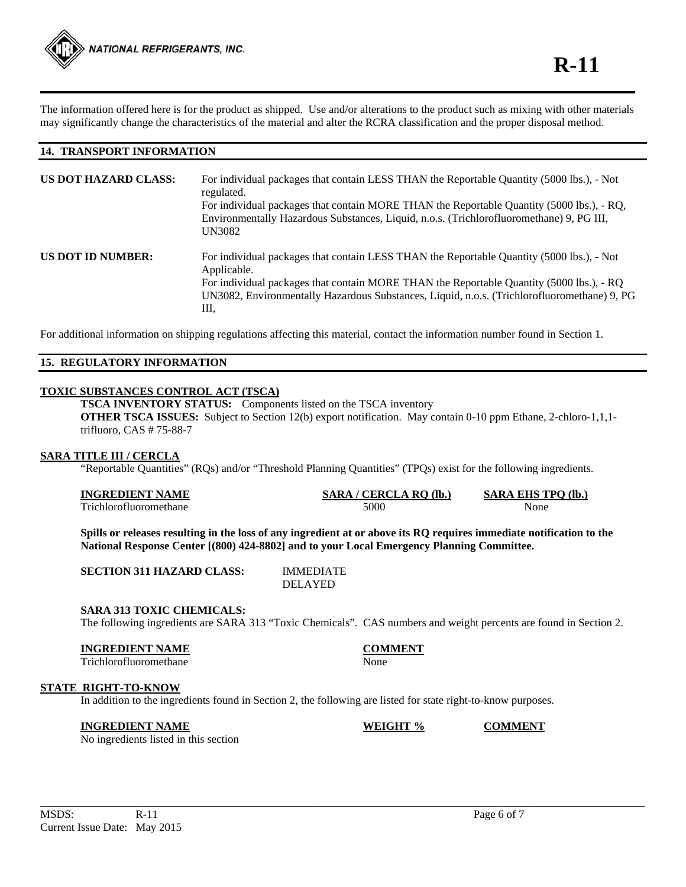The information offered here is for the product as shipped. Use and/or alterations to the product such as mixing with other materials may significantly change the characteristics of the material and alter the RCRA classification and the proper disposal method.

## 14. TRANSPORT INFORMATION

**US DOT HAZARD CLASS:** For individual packages that contain LESS THAN the Reportable Quantity (5000 lbs.), - Not regulated.
For individual packages that contain MORE THAN the Reportable Quantity (5000 lbs.), - RQ, Environmentally Hazardous Substances, Liquid, n.o.s. (Trichlorofluoromethane) 9, PG III, UN3082

**US DOT ID NUMBER:** For individual packages that contain LESS THAN the Reportable Quantity (5000 lbs.), - Not Applicable.
For individual packages that contain MORE THAN the Reportable Quantity (5000 lbs.), - RQ UN3082, Environmentally Hazardous Substances, Liquid, n.o.s. (Trichlorofluoromethane) 9, PG III,

For additional information on shipping regulations affecting this material, contact the information number found in Section 1.

## 15. REGULATORY INFORMATION

### TOXIC SUBSTANCES CONTROL ACT (TSCA)

**TSCA INVENTORY STATUS:** Components listed on the TSCA inventory

**OTHER TSCA ISSUES:** Subject to Section 12(b) export notification. May contain 0-10 ppm Ethane, 2-chloro-1,1,1-trifluoro, CAS # 75-88-7

### SARA TITLE III / CERCLA

"Reportable Quantities" (RQs) and/or "Threshold Planning Quantities" (TPQs) exist for the following ingredients.

| INGREDIENT NAME | SARA / CERCLA RQ (lb.) | SARA EHS TPQ (lb.) |
|---|---|---|
| Trichlorofluoromethane | 5000 | None |

**Spills or releases resulting in the loss of any ingredient at or above its RQ requires immediate notification to the National Response Center [(800) 424-8802] and to your Local Emergency Planning Committee.**

**SECTION 311 HAZARD CLASS:** IMMEDIATE
DELAYED

**SARA 313 TOXIC CHEMICALS:**

The following ingredients are SARA 313 "Toxic Chemicals". CAS numbers and weight percents are found in Section 2.

| INGREDIENT NAME | COMMENT |
|---|---|
| Trichlorofluoromethane | None |

### STATE RIGHT-TO-KNOW

In addition to the ingredients found in Section 2, the following are listed for state right-to-know purposes.

| INGREDIENT NAME | WEIGHT % | COMMENT |
|---|---|---|
| No ingredients listed in this section | | |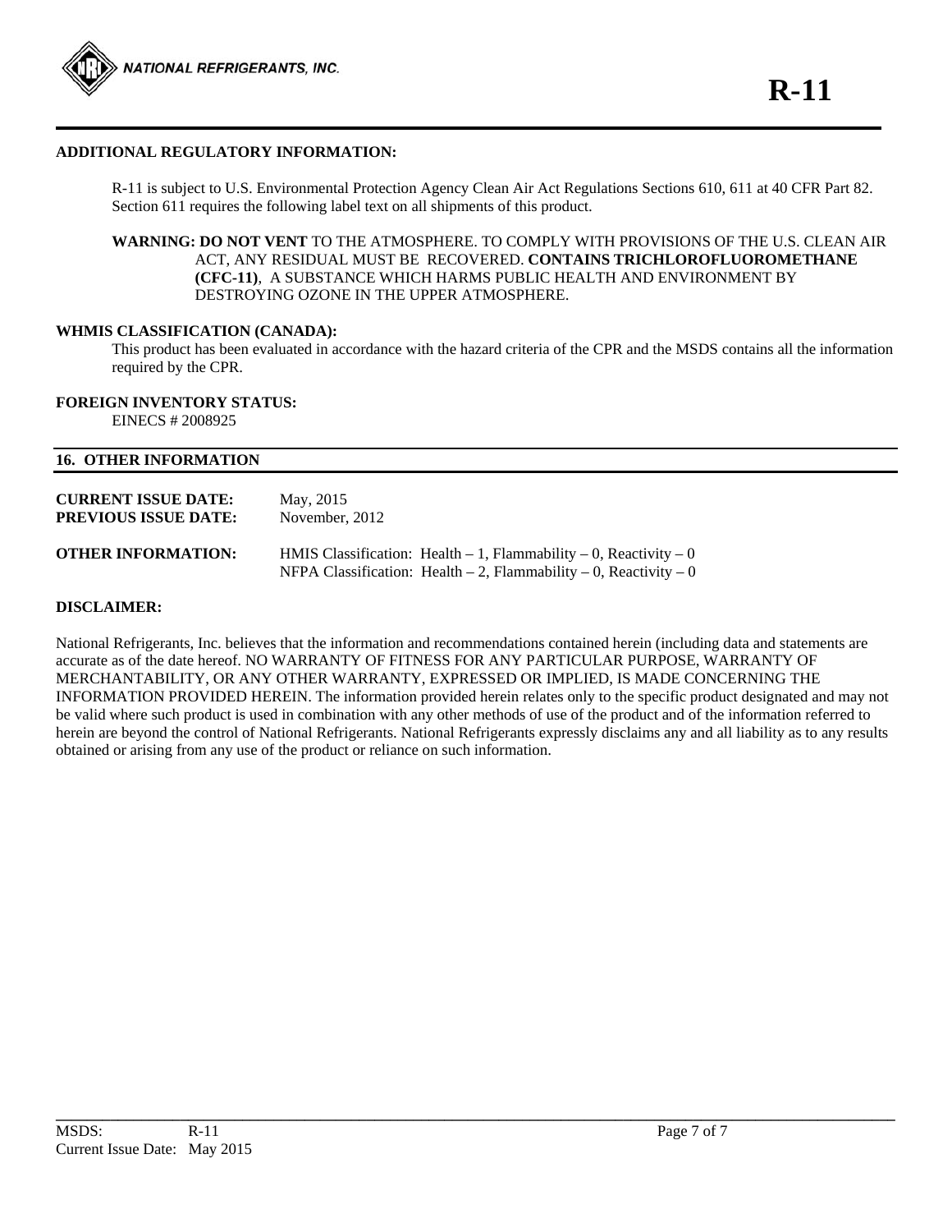**ADDITIONAL REGULATORY INFORMATION:**

R-11 is subject to U.S. Environmental Protection Agency Clean Air Act Regulations Sections 610, 611 at 40 CFR Part 82. Section 611 requires the following label text on all shipments of this product.

**WARNING: DO NOT VENT** TO THE ATMOSPHERE. TO COMPLY WITH PROVISIONS OF THE U.S. CLEAN AIR ACT, ANY RESIDUAL MUST BE RECOVERED. **CONTAINS TRICHLOROFLUOROMETHANE (CFC-11)**, A SUBSTANCE WHICH HARMS PUBLIC HEALTH AND ENVIRONMENT BY DESTROYING OZONE IN THE UPPER ATMOSPHERE.

**WHMIS CLASSIFICATION (CANADA):**

This product has been evaluated in accordance with the hazard criteria of the CPR and the MSDS contains all the information required by the CPR.

**FOREIGN INVENTORY STATUS:**

EINECS # 2008925

## 16. OTHER INFORMATION

| | |
|---|---|
| **CURRENT ISSUE DATE:** | May, 2015 |
| **PREVIOUS ISSUE DATE:** | November, 2012 |
| **OTHER INFORMATION:** | HMIS Classification: Health – 1, Flammability – 0, Reactivity – 0<br>NFPA Classification: Health – 2, Flammability – 0, Reactivity – 0 |

**DISCLAIMER:**

National Refrigerants, Inc. believes that the information and recommendations contained herein (including data and statements are accurate as of the date hereof. NO WARRANTY OF FITNESS FOR ANY PARTICULAR PURPOSE, WARRANTY OF MERCHANTABILITY, OR ANY OTHER WARRANTY, EXPRESSED OR IMPLIED, IS MADE CONCERNING THE INFORMATION PROVIDED HEREIN. The information provided herein relates only to the specific product designated and may not be valid where such product is used in combination with any other methods of use of the product and of the information referred to herein are beyond the control of National Refrigerants. National Refrigerants expressly disclaims any and all liability as to any results obtained or arising from any use of the product or reliance on such information.